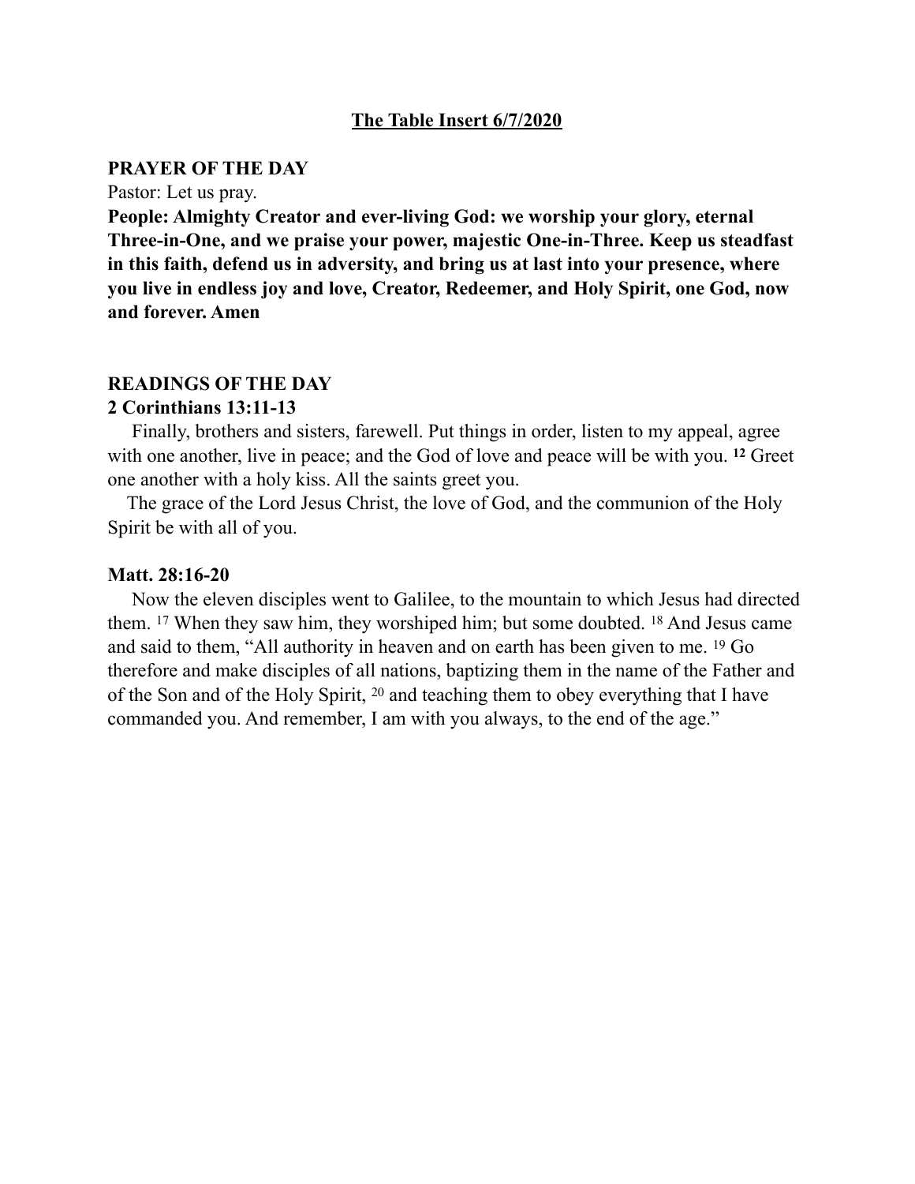# The Table Insert 6/7/2020

## PRAYER OF THE DAY

Pastor: Let us pray.

**People: Almighty Creator and ever-living God: we worship your glory, eternal Three-in-One, and we praise your power, majestic One-in-Three. Keep us steadfast in this faith, defend us in adversity, and bring us at last into your presence, where you live in endless joy and love, Creator, Redeemer, and Holy Spirit, one God, now and forever. Amen**

## READINGS OF THE DAY

### 2 Corinthians 13:11-13

Finally, brothers and sisters, farewell. Put things in order, listen to my appeal, agree with one another, live in peace; and the God of love and peace will be with you. **12** Greet one another with a holy kiss. All the saints greet you.

The grace of the Lord Jesus Christ, the love of God, and the communion of the Holy Spirit be with all of you.

### Matt. 28:16-20

Now the eleven disciples went to Galilee, to the mountain to which Jesus had directed them. 17 When they saw him, they worshiped him; but some doubted. 18 And Jesus came and said to them, "All authority in heaven and on earth has been given to me. 19 Go therefore and make disciples of all nations, baptizing them in the name of the Father and of the Son and of the Holy Spirit, 20 and teaching them to obey everything that I have commanded you. And remember, I am with you always, to the end of the age."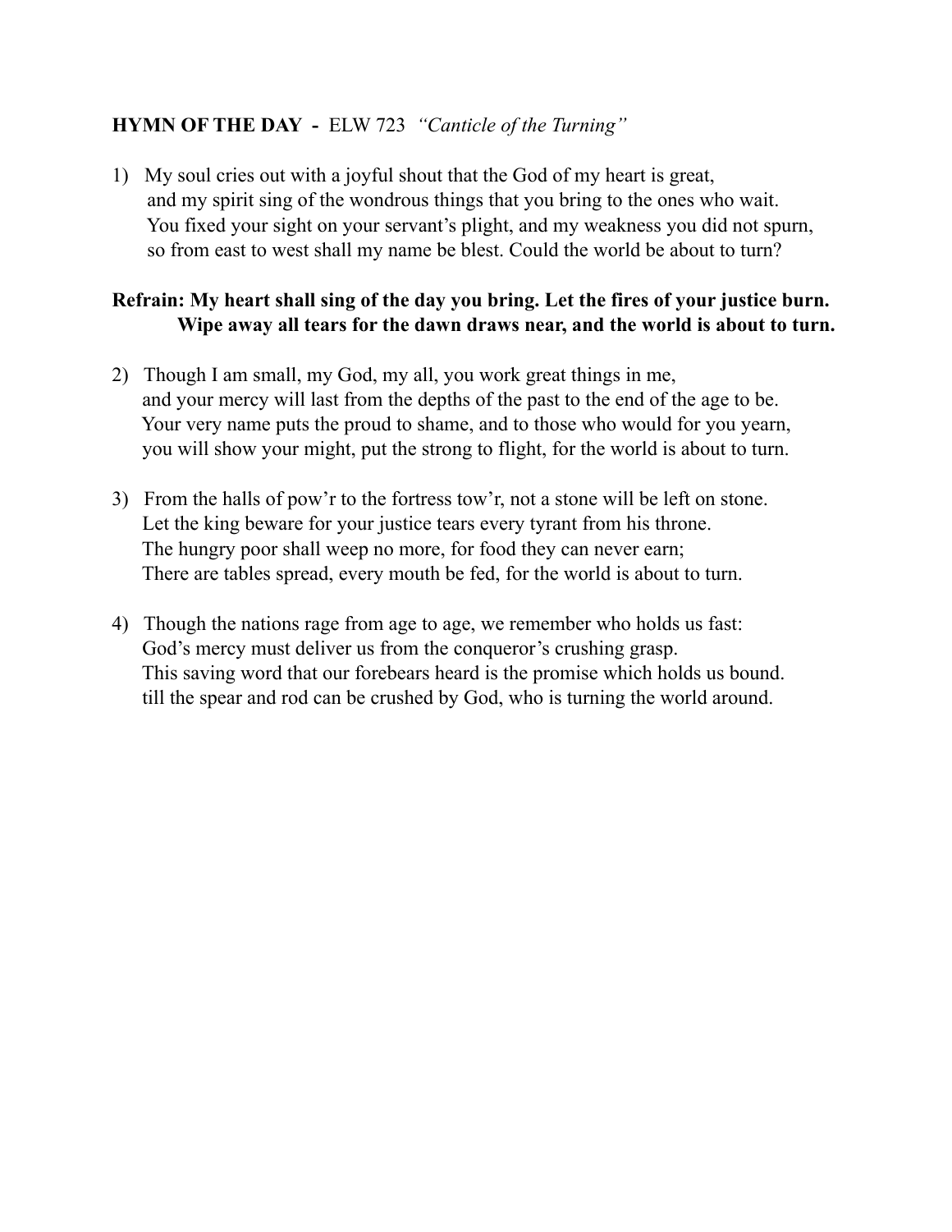**HYMN OF THE DAY -** ELW 723 *"Canticle of the Turning"*

1) My soul cries out with a joyful shout that the God of my heart is great,
and my spirit sing of the wondrous things that you bring to the ones who wait.
You fixed your sight on your servant's plight, and my weakness you did not spurn,
so from east to west shall my name be blest. Could the world be about to turn?

**Refrain: My heart shall sing of the day you bring. Let the fires of your justice burn.
Wipe away all tears for the dawn draws near, and the world is about to turn.**

2) Though I am small, my God, my all, you work great things in me,
and your mercy will last from the depths of the past to the end of the age to be.
Your very name puts the proud to shame, and to those who would for you yearn,
you will show your might, put the strong to flight, for the world is about to turn.

3) From the halls of pow'r to the fortress tow'r, not a stone will be left on stone.
Let the king beware for your justice tears every tyrant from his throne.
The hungry poor shall weep no more, for food they can never earn;
There are tables spread, every mouth be fed, for the world is about to turn.

4) Though the nations rage from age to age, we remember who holds us fast:
God's mercy must deliver us from the conqueror's crushing grasp.
This saving word that our forebears heard is the promise which holds us bound.
till the spear and rod can be crushed by God, who is turning the world around.